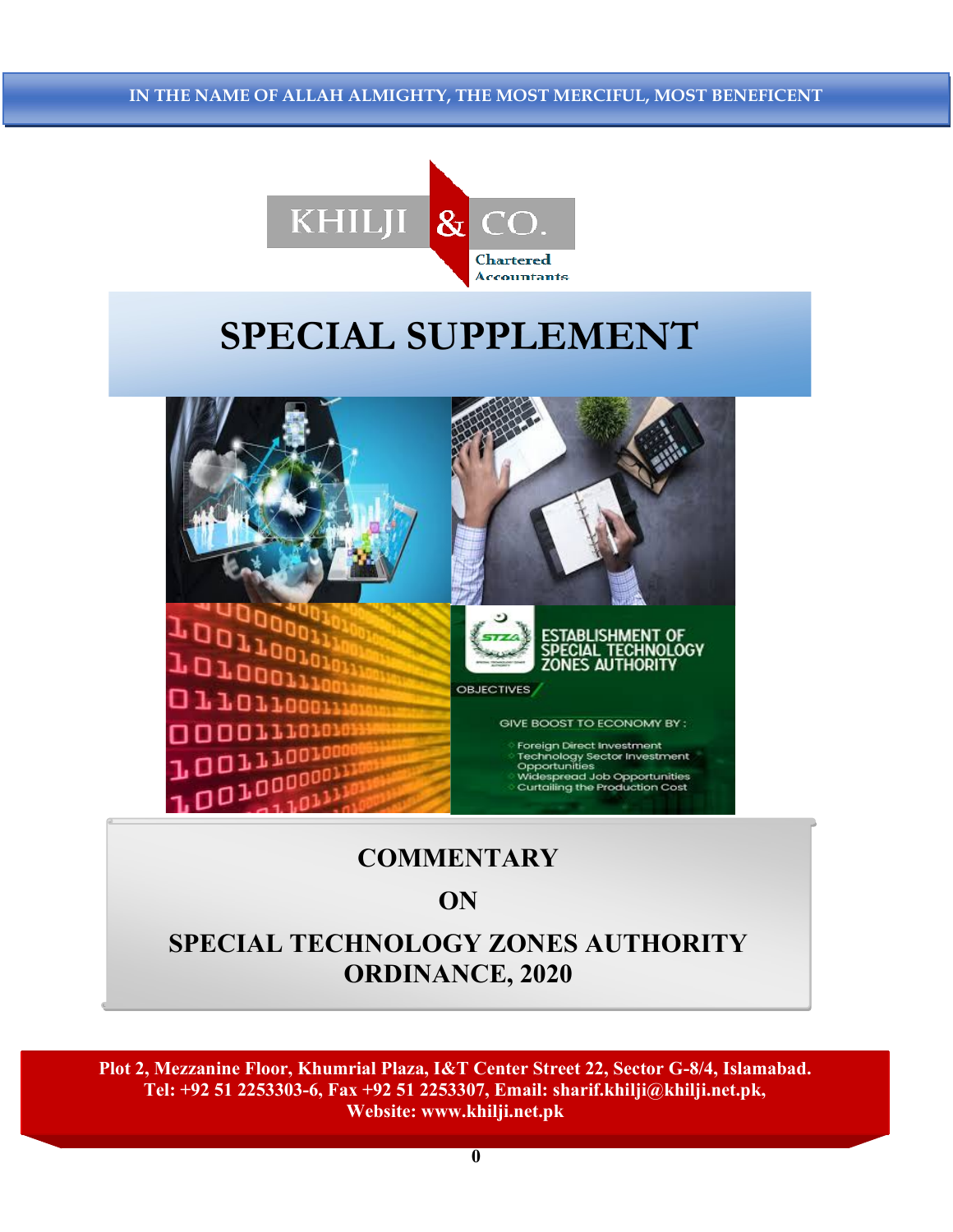IN THE NAME OF ALLAH ALMIGHTY, THE MOST MERCIFUL, MOST BENEFICENT

KHILJI & CO.
Chartered Accountants

# SPECIAL SUPPLEMENT

ESTABLISHMENT OF SPECIAL TECHNOLOGY ZONES AUTHORITY

OBJECTIVES

GIVE BOOST TO ECONOMY BY :

- Foreign Direct Investment
- Technology Sector Investment Opportunities
- Widespread Job Opportunities
- Curtailing the Production Cost

## COMMENTARY

## ON

## SPECIAL TECHNOLOGY ZONES AUTHORITY ORDINANCE, 2020

**Plot 2, Mezzanine Floor, Khumrial Plaza, I&T Center Street 22, Sector G-8/4, Islamabad.**
**Tel: +92 51 2253303-6, Fax +92 51 2253307, Email: sharif.khilji@khilji.net.pk,**
**Website: www.khilji.net.pk**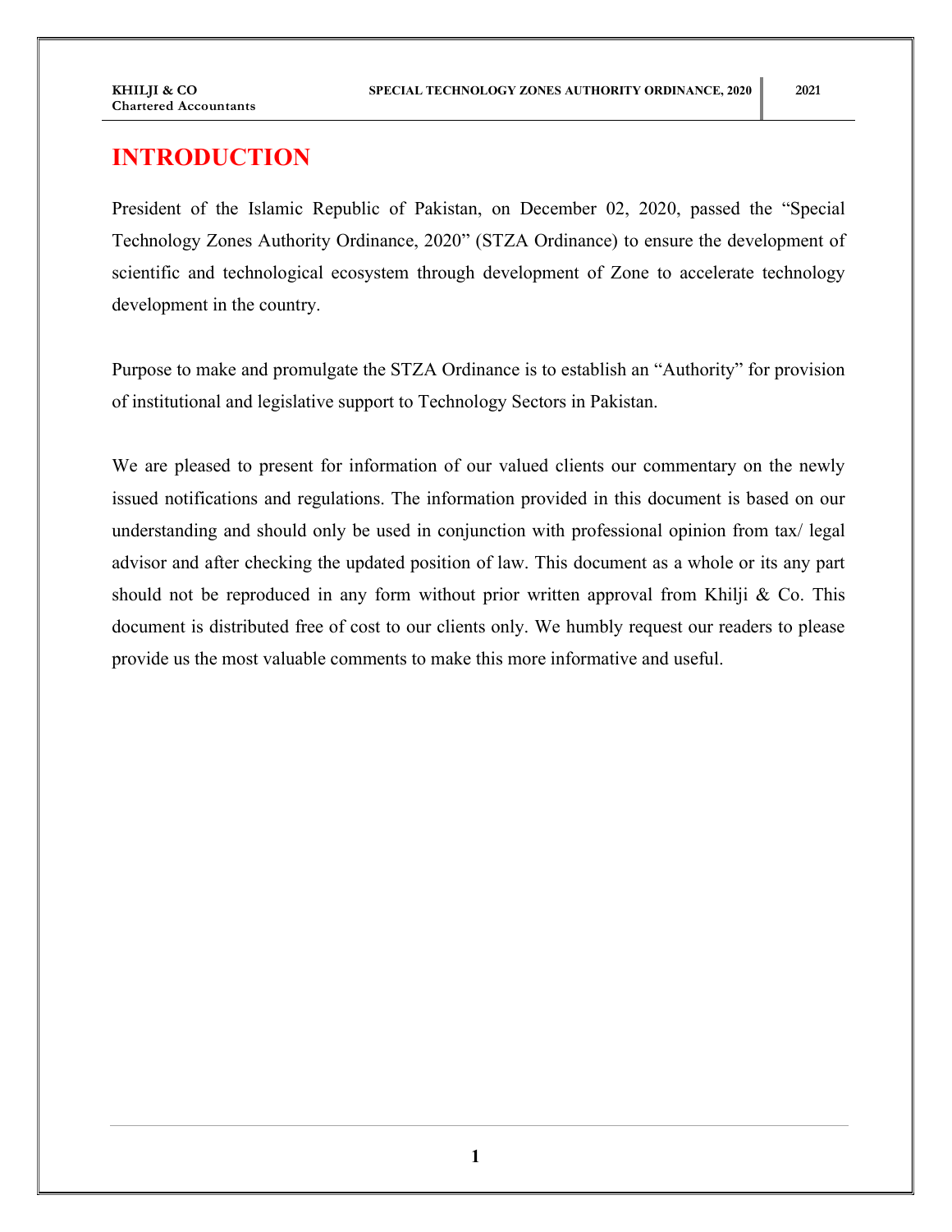# INTRODUCTION

President of the Islamic Republic of Pakistan, on December 02, 2020, passed the "Special Technology Zones Authority Ordinance, 2020" (STZA Ordinance) to ensure the development of scientific and technological ecosystem through development of Zone to accelerate technology development in the country.

Purpose to make and promulgate the STZA Ordinance is to establish an "Authority" for provision of institutional and legislative support to Technology Sectors in Pakistan.

We are pleased to present for information of our valued clients our commentary on the newly issued notifications and regulations. The information provided in this document is based on our understanding and should only be used in conjunction with professional opinion from tax/ legal advisor and after checking the updated position of law. This document as a whole or its any part should not be reproduced in any form without prior written approval from Khilji & Co. This document is distributed free of cost to our clients only. We humbly request our readers to please provide us the most valuable comments to make this more informative and useful.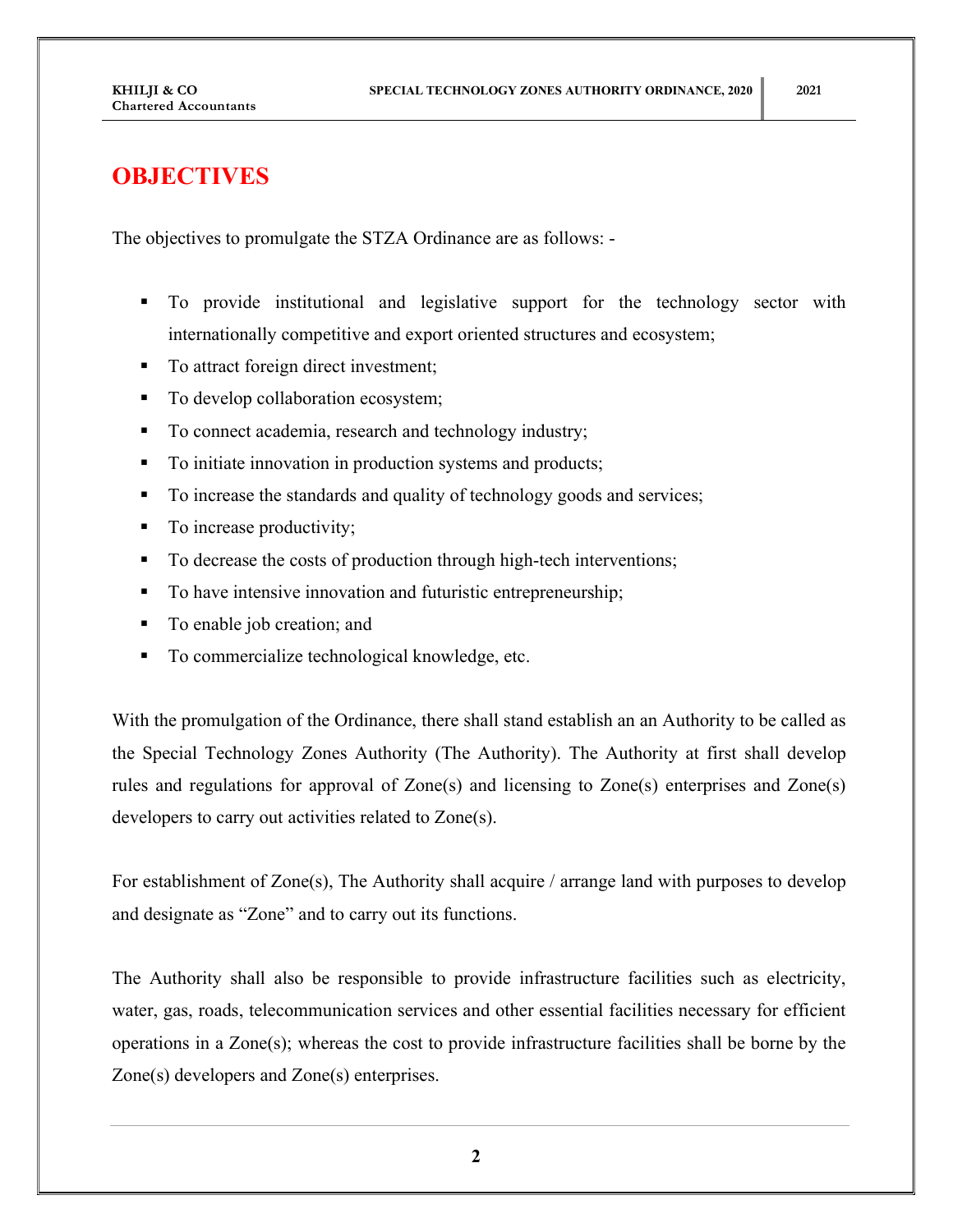# OBJECTIVES

The objectives to promulgate the STZA Ordinance are as follows: -

- To provide institutional and legislative support for the technology sector with internationally competitive and export oriented structures and ecosystem;
- To attract foreign direct investment;
- To develop collaboration ecosystem;
- To connect academia, research and technology industry;
- To initiate innovation in production systems and products;
- To increase the standards and quality of technology goods and services;
- To increase productivity;
- To decrease the costs of production through high-tech interventions;
- To have intensive innovation and futuristic entrepreneurship;
- To enable job creation; and
- To commercialize technological knowledge, etc.

With the promulgation of the Ordinance, there shall stand establish an an Authority to be called as the Special Technology Zones Authority (The Authority). The Authority at first shall develop rules and regulations for approval of Zone(s) and licensing to Zone(s) enterprises and Zone(s) developers to carry out activities related to Zone(s).

For establishment of Zone(s), The Authority shall acquire / arrange land with purposes to develop and designate as "Zone" and to carry out its functions.

The Authority shall also be responsible to provide infrastructure facilities such as electricity, water, gas, roads, telecommunication services and other essential facilities necessary for efficient operations in a Zone(s); whereas the cost to provide infrastructure facilities shall be borne by the Zone(s) developers and Zone(s) enterprises.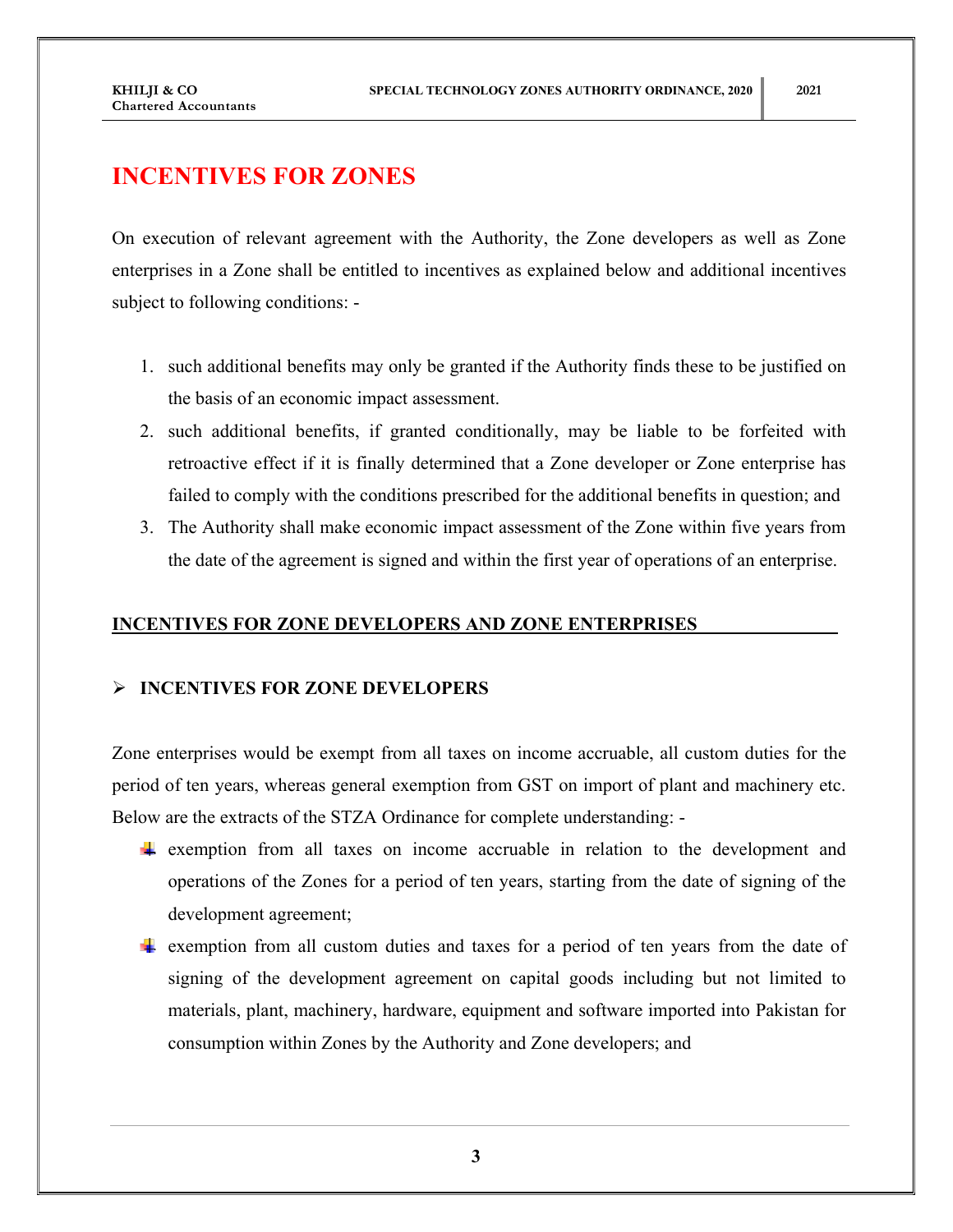# INCENTIVES FOR ZONES

On execution of relevant agreement with the Authority, the Zone developers as well as Zone enterprises in a Zone shall be entitled to incentives as explained below and additional incentives subject to following conditions: -

1. such additional benefits may only be granted if the Authority finds these to be justified on the basis of an economic impact assessment.
2. such additional benefits, if granted conditionally, may be liable to be forfeited with retroactive effect if it is finally determined that a Zone developer or Zone enterprise has failed to comply with the conditions prescribed for the additional benefits in question; and
3. The Authority shall make economic impact assessment of the Zone within five years from the date of the agreement is signed and within the first year of operations of an enterprise.

## INCENTIVES FOR ZONE DEVELOPERS AND ZONE ENTERPRISES

### INCENTIVES FOR ZONE DEVELOPERS

Zone enterprises would be exempt from all taxes on income accruable, all custom duties for the period of ten years, whereas general exemption from GST on import of plant and machinery etc. Below are the extracts of the STZA Ordinance for complete understanding: -

- exemption from all taxes on income accruable in relation to the development and operations of the Zones for a period of ten years, starting from the date of signing of the development agreement;
- exemption from all custom duties and taxes for a period of ten years from the date of signing of the development agreement on capital goods including but not limited to materials, plant, machinery, hardware, equipment and software imported into Pakistan for consumption within Zones by the Authority and Zone developers; and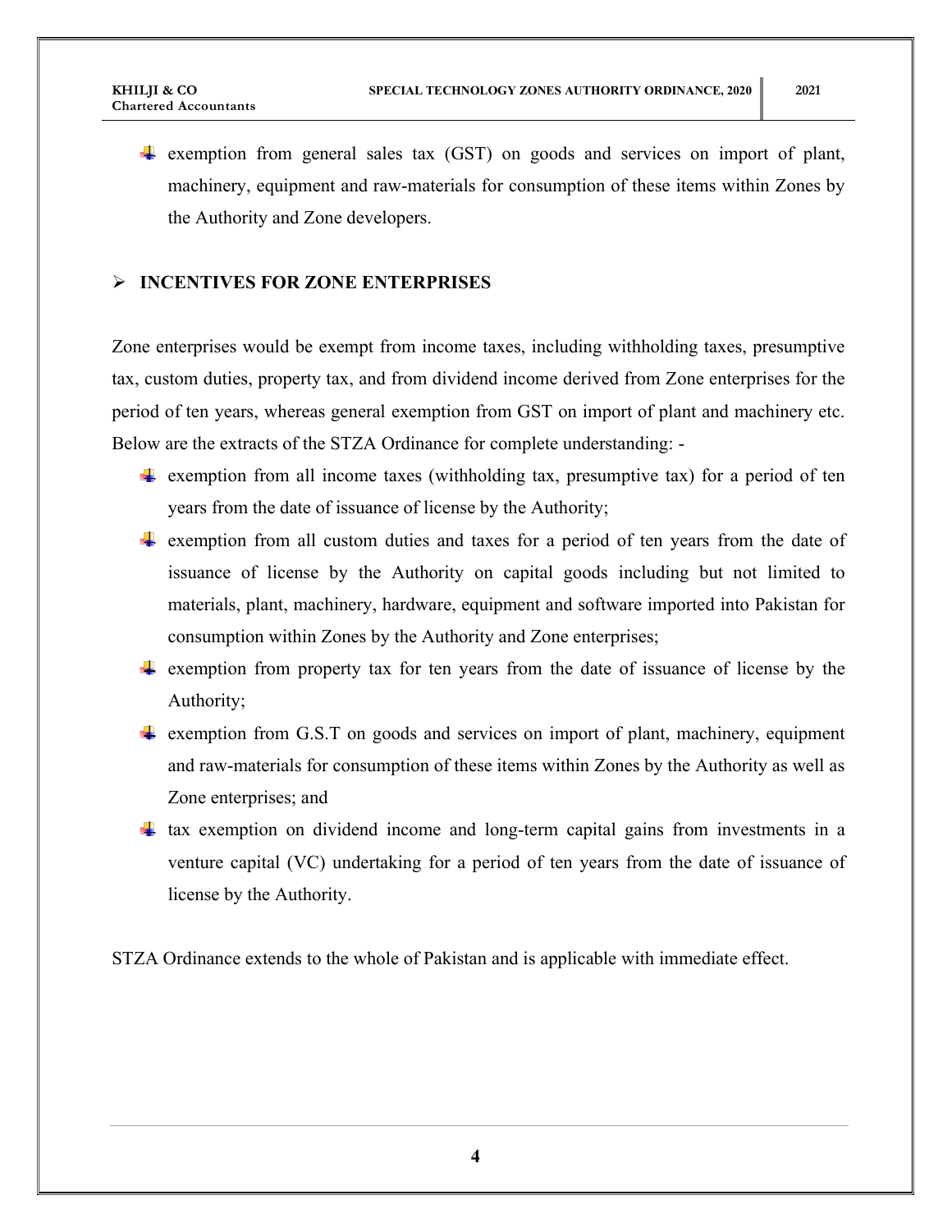- exemption from general sales tax (GST) on goods and services on import of plant, machinery, equipment and raw-materials for consumption of these items within Zones by the Authority and Zone developers.

## INCENTIVES FOR ZONE ENTERPRISES

Zone enterprises would be exempt from income taxes, including withholding taxes, presumptive tax, custom duties, property tax, and from dividend income derived from Zone enterprises for the period of ten years, whereas general exemption from GST on import of plant and machinery etc. Below are the extracts of the STZA Ordinance for complete understanding: -

- exemption from all income taxes (withholding tax, presumptive tax) for a period of ten years from the date of issuance of license by the Authority;
- exemption from all custom duties and taxes for a period of ten years from the date of issuance of license by the Authority on capital goods including but not limited to materials, plant, machinery, hardware, equipment and software imported into Pakistan for consumption within Zones by the Authority and Zone enterprises;
- exemption from property tax for ten years from the date of issuance of license by the Authority;
- exemption from G.S.T on goods and services on import of plant, machinery, equipment and raw-materials for consumption of these items within Zones by the Authority as well as Zone enterprises; and
- tax exemption on dividend income and long-term capital gains from investments in a venture capital (VC) undertaking for a period of ten years from the date of issuance of license by the Authority.

STZA Ordinance extends to the whole of Pakistan and is applicable with immediate effect.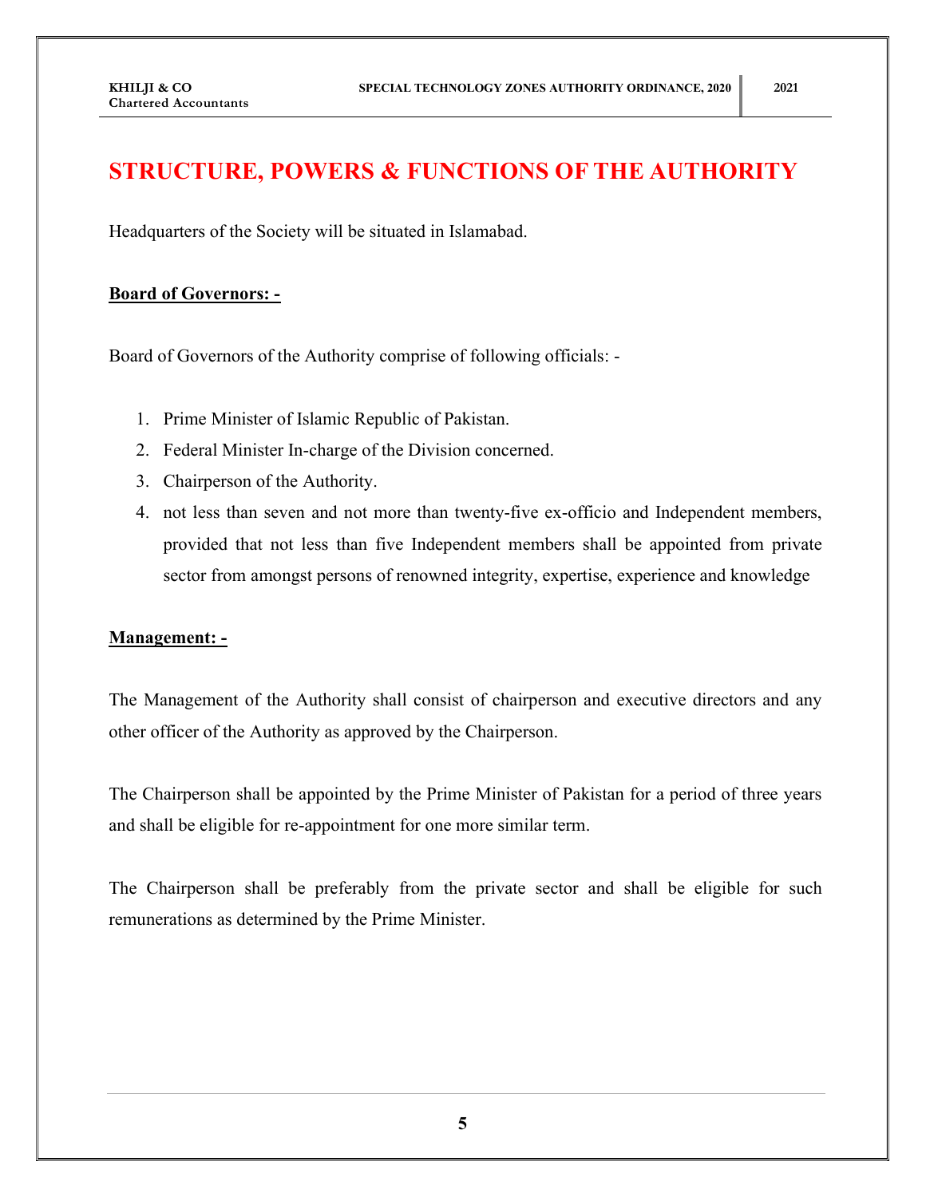# STRUCTURE, POWERS & FUNCTIONS OF THE AUTHORITY

Headquarters of the Society will be situated in Islamabad.

**Board of Governors: -**

Board of Governors of the Authority comprise of following officials: -

1. Prime Minister of Islamic Republic of Pakistan.
2. Federal Minister In-charge of the Division concerned.
3. Chairperson of the Authority.
4. not less than seven and not more than twenty-five ex-officio and Independent members, provided that not less than five Independent members shall be appointed from private sector from amongst persons of renowned integrity, expertise, experience and knowledge

**Management: -**

The Management of the Authority shall consist of chairperson and executive directors and any other officer of the Authority as approved by the Chairperson.

The Chairperson shall be appointed by the Prime Minister of Pakistan for a period of three years and shall be eligible for re-appointment for one more similar term.

The Chairperson shall be preferably from the private sector and shall be eligible for such remunerations as determined by the Prime Minister.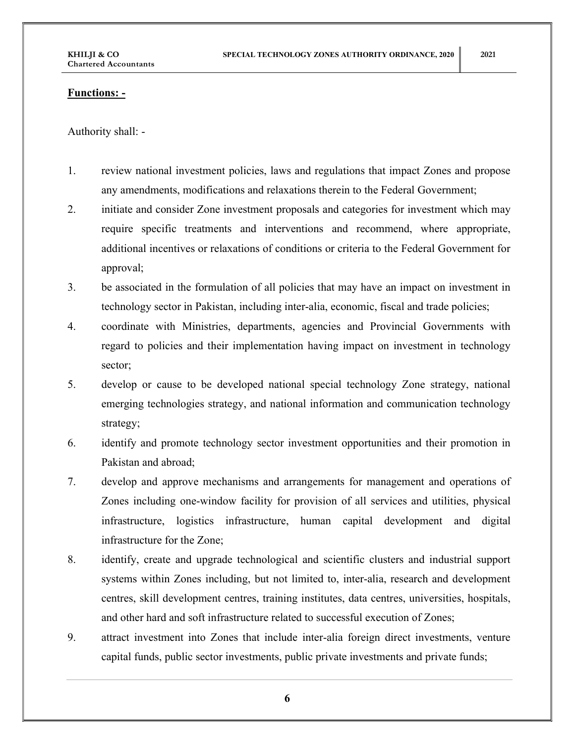**Functions: -**

Authority shall: -

1. review national investment policies, laws and regulations that impact Zones and propose any amendments, modifications and relaxations therein to the Federal Government;
2. initiate and consider Zone investment proposals and categories for investment which may require specific treatments and interventions and recommend, where appropriate, additional incentives or relaxations of conditions or criteria to the Federal Government for approval;
3. be associated in the formulation of all policies that may have an impact on investment in technology sector in Pakistan, including inter-alia, economic, fiscal and trade policies;
4. coordinate with Ministries, departments, agencies and Provincial Governments with regard to policies and their implementation having impact on investment in technology sector;
5. develop or cause to be developed national special technology Zone strategy, national emerging technologies strategy, and national information and communication technology strategy;
6. identify and promote technology sector investment opportunities and their promotion in Pakistan and abroad;
7. develop and approve mechanisms and arrangements for management and operations of Zones including one-window facility for provision of all services and utilities, physical infrastructure, logistics infrastructure, human capital development and digital infrastructure for the Zone;
8. identify, create and upgrade technological and scientific clusters and industrial support systems within Zones including, but not limited to, inter-alia, research and development centres, skill development centres, training institutes, data centres, universities, hospitals, and other hard and soft infrastructure related to successful execution of Zones;
9. attract investment into Zones that include inter-alia foreign direct investments, venture capital funds, public sector investments, public private investments and private funds;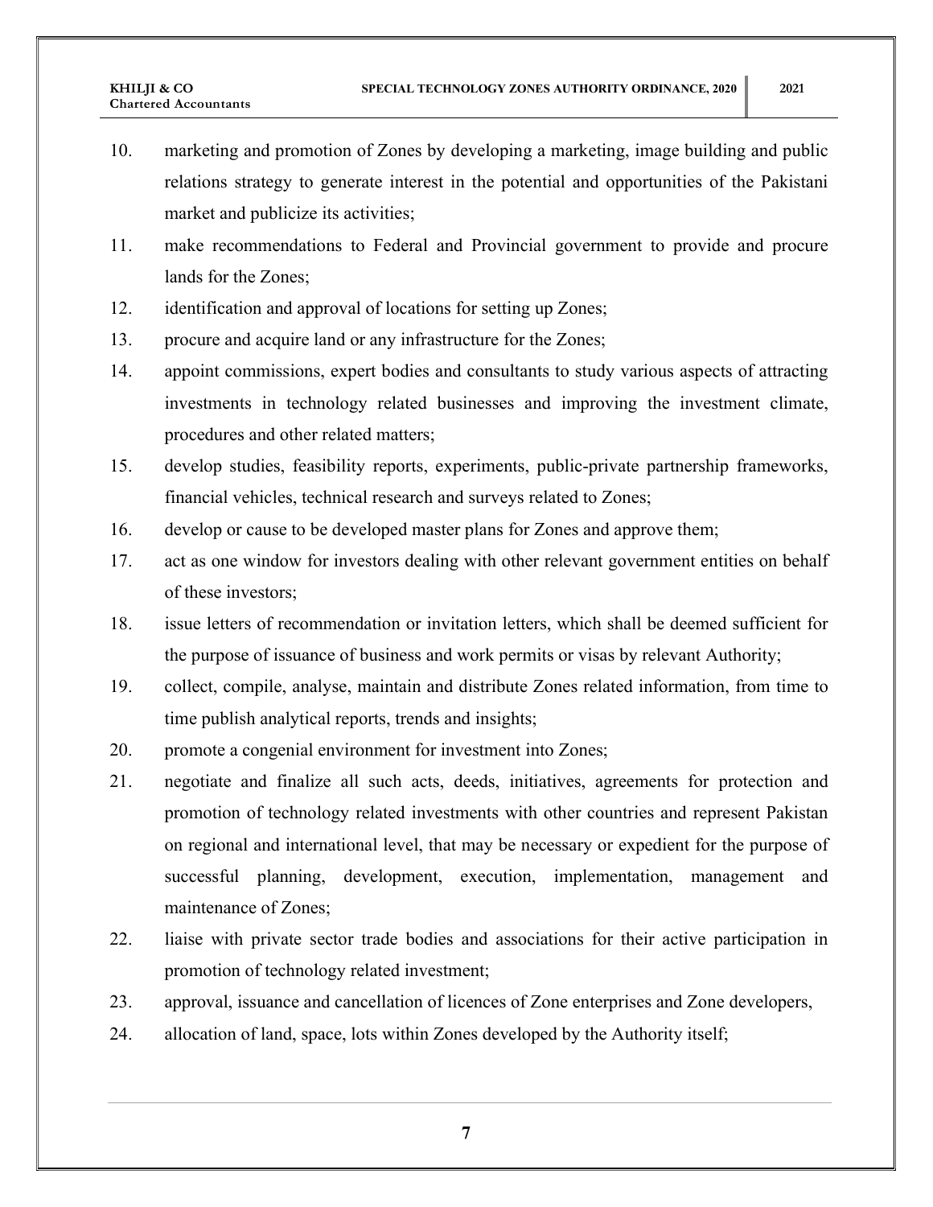10. marketing and promotion of Zones by developing a marketing, image building and public relations strategy to generate interest in the potential and opportunities of the Pakistani market and publicize its activities;
11. make recommendations to Federal and Provincial government to provide and procure lands for the Zones;
12. identification and approval of locations for setting up Zones;
13. procure and acquire land or any infrastructure for the Zones;
14. appoint commissions, expert bodies and consultants to study various aspects of attracting investments in technology related businesses and improving the investment climate, procedures and other related matters;
15. develop studies, feasibility reports, experiments, public-private partnership frameworks, financial vehicles, technical research and surveys related to Zones;
16. develop or cause to be developed master plans for Zones and approve them;
17. act as one window for investors dealing with other relevant government entities on behalf of these investors;
18. issue letters of recommendation or invitation letters, which shall be deemed sufficient for the purpose of issuance of business and work permits or visas by relevant Authority;
19. collect, compile, analyse, maintain and distribute Zones related information, from time to time publish analytical reports, trends and insights;
20. promote a congenial environment for investment into Zones;
21. negotiate and finalize all such acts, deeds, initiatives, agreements for protection and promotion of technology related investments with other countries and represent Pakistan on regional and international level, that may be necessary or expedient for the purpose of successful planning, development, execution, implementation, management and maintenance of Zones;
22. liaise with private sector trade bodies and associations for their active participation in promotion of technology related investment;
23. approval, issuance and cancellation of licences of Zone enterprises and Zone developers,
24. allocation of land, space, lots within Zones developed by the Authority itself;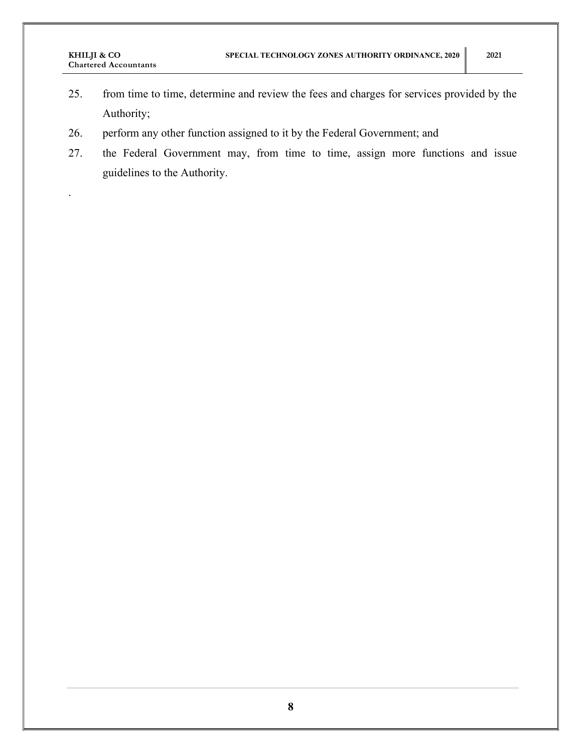25. from time to time, determine and review the fees and charges for services provided by the Authority;
26. perform any other function assigned to it by the Federal Government; and
27. the Federal Government may, from time to time, assign more functions and issue guidelines to the Authority.

.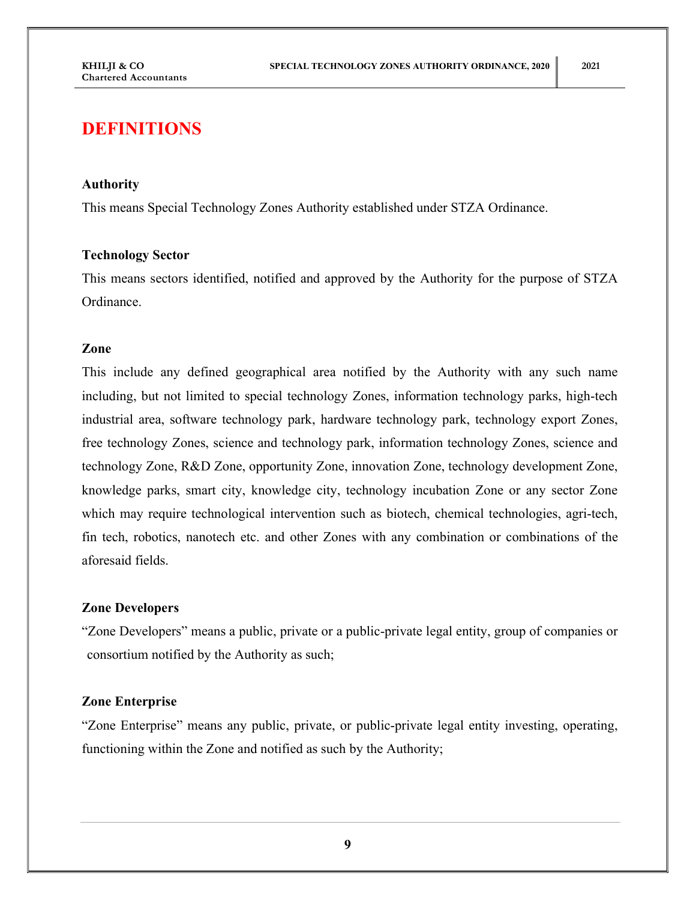# DEFINITIONS

### Authority

This means Special Technology Zones Authority established under STZA Ordinance.

### Technology Sector

This means sectors identified, notified and approved by the Authority for the purpose of STZA Ordinance.

### Zone

This include any defined geographical area notified by the Authority with any such name including, but not limited to special technology Zones, information technology parks, high-tech industrial area, software technology park, hardware technology park, technology export Zones, free technology Zones, science and technology park, information technology Zones, science and technology Zone, R&D Zone, opportunity Zone, innovation Zone, technology development Zone, knowledge parks, smart city, knowledge city, technology incubation Zone or any sector Zone which may require technological intervention such as biotech, chemical technologies, agri-tech, fin tech, robotics, nanotech etc. and other Zones with any combination or combinations of the aforesaid fields.

### Zone Developers

"Zone Developers" means a public, private or a public-private legal entity, group of companies or consortium notified by the Authority as such;

### Zone Enterprise

"Zone Enterprise" means any public, private, or public-private legal entity investing, operating, functioning within the Zone and notified as such by the Authority;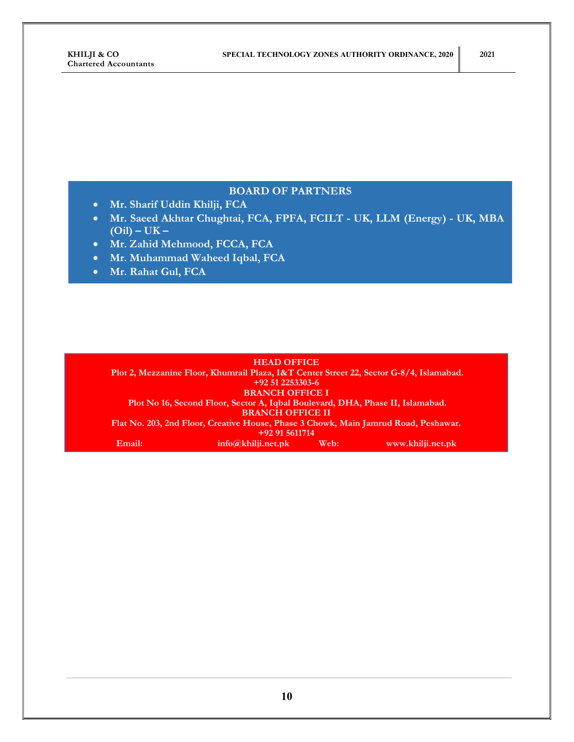## BOARD OF PARTNERS

- **Mr. Sharif Uddin Khilji, FCA**
- **Mr. Saeed Akhtar Chughtai, FCA, FPFA, FCILT - UK, LLM (Energy) - UK, MBA (Oil) – UK –**
- **Mr. Zahid Mehmood, FCCA, FCA**
- **Mr. Muhammad Waheed Iqbal, FCA**
- **Mr. Rahat Gul, FCA**

**HEAD OFFICE**

**Plot 2, Mezzanine Floor, Khumrail Plaza, I&T Center Street 22, Sector G-8/4, Islamabad.**

**+92 51 2253303-6**

**BRANCH OFFICE I**

**Plot No 16, Second Floor, Sector A, Iqbal Boulevard, DHA, Phase II, Islamabad.**

**BRANCH OFFICE II**

**Flat No. 203, 2nd Floor, Creative House, Phase 3 Chowk, Main Jamrud Road, Peshawar.**

**+92 91 5611714**

**Email: info@khilji.net.pk Web: www.khilji.net.pk**